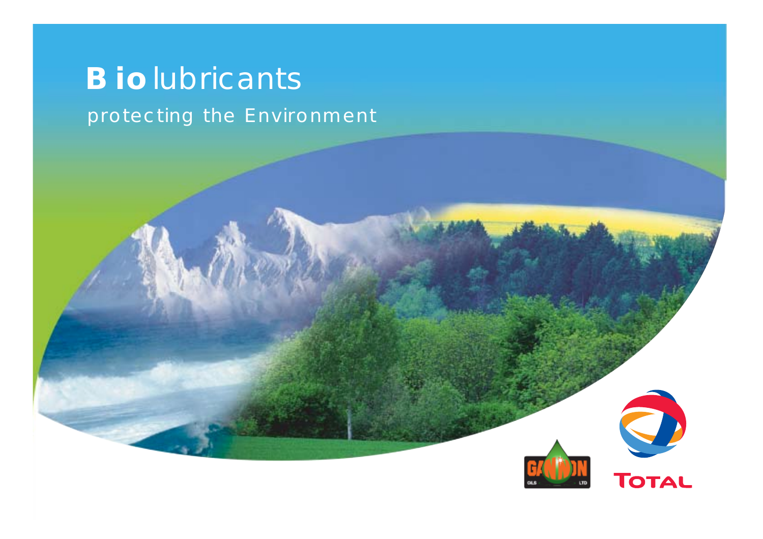# Biolubricants

protecting the Environment

GANNON OILS LTD

TOTAL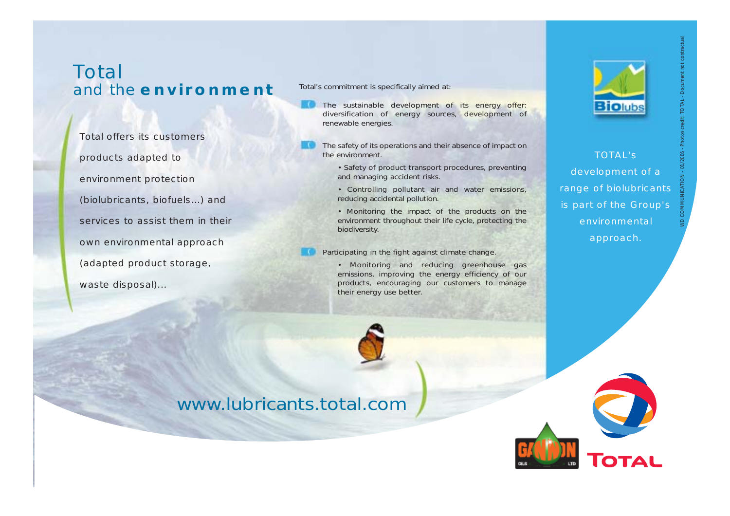# Total
## and the **environment**

Total offers its customers products adapted to environment protection (biolubricants, biofuels...) and services to assist them in their own environmental approach (adapted product storage, waste disposal)...

Total's commitment is specifically aimed at:

- The sustainable development of its energy offer: diversification of energy sources, development of renewable energies.
- The safety of its operations and their absence of impact on the environment.
  - Safety of product transport procedures, preventing and managing accident risks.
  - Controlling pollutant air and water emissions, reducing accidental pollution.
  - Monitoring the impact of the products on the environment throughout their life cycle, protecting the biodiversity.
- Participating in the fight against climate change.
  - Monitoring and reducing greenhouse gas emissions, improving the energy efficiency of our products, encouraging our customers to manage their energy use better.

Biolubs

TOTAL's development of a range of biolubricants is part of the Group's environmental approach.

www.lubricants.total.com

GANNON OILS LTD

TOTAL

WD COMMUNICATION - 01/2006 - Photos credit: TOTAL - Document not contractual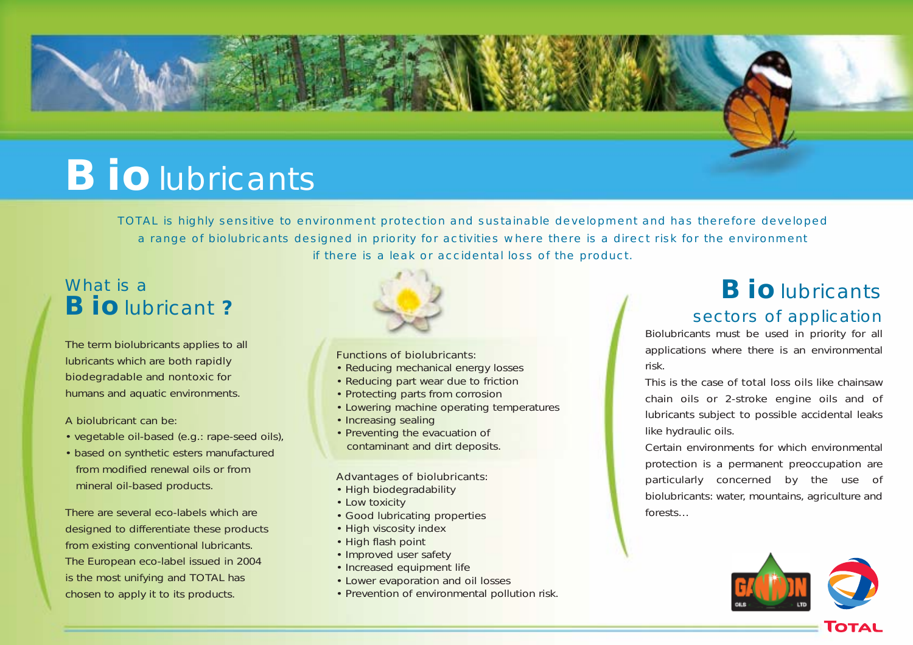# Bio lubricants

TOTAL is highly sensitive to environment protection and sustainable development and has therefore developed a range of biolubricants designed in priority for activities where there is a direct risk for the environment if there is a leak or accidental loss of the product.

## What is a Bio lubricant ?

The term biolubricants applies to all lubricants which are both rapidly biodegradable and nontoxic for humans and aquatic environments.

A biolubricant can be:

- vegetable oil-based (e.g.: rape-seed oils),
- based on synthetic esters manufactured from modified renewal oils or from mineral oil-based products.

There are several eco-labels which are designed to differentiate these products from existing conventional lubricants. The European eco-label issued in 2004 is the most unifying and TOTAL has chosen to apply it to its products.

Functions of biolubricants:

- Reducing mechanical energy losses
- Reducing part wear due to friction
- Protecting parts from corrosion
- Lowering machine operating temperatures
- Increasing sealing
- Preventing the evacuation of contaminant and dirt deposits.

Advantages of biolubricants:

- High biodegradability
- Low toxicity
- Good lubricating properties
- High viscosity index
- High flash point
- Improved user safety
- Increased equipment life
- Lower evaporation and oil losses
- Prevention of environmental pollution risk.

## Bio lubricants sectors of application

Biolubricants must be used in priority for all applications where there is an environmental risk.

This is the case of total loss oils like chainsaw chain oils or 2-stroke engine oils and of lubricants subject to possible accidental leaks like hydraulic oils.

Certain environments for which environmental protection is a permanent preoccupation are particularly concerned by the use of biolubricants: water, mountains, agriculture and forests...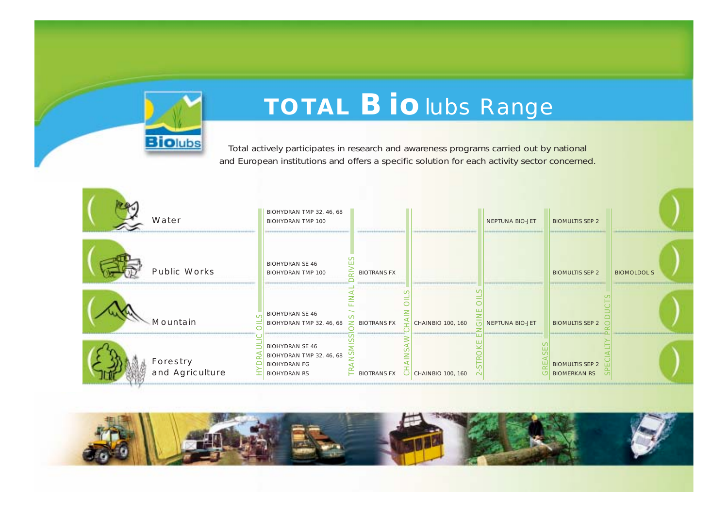# TOTAL Bio lubs Range

Total actively participates in research and awareness programs carried out by national and European institutions and offers a specific solution for each activity sector concerned.

| | HYDRAULIC OILS | TRANSMISSIONS / FINAL DRIVES | CHAINSAW CHAIN OILS | 2-STROKE ENGINE OILS | GREASES | SPECIALTY PRODUCTS |
|---|---|---|---|---|---|---|
| Water | BIOHYDRAN TMP 32, 46, 68<br>BIOHYDRAN TMP 100 | | | NEPTUNA BIO-JET | BIOMULTIS SEP 2 | |
| Public Works | BIOHYDRAN SE 46<br>BIOHYDRAN TMP 100 | BIOTRANS FX | | | BIOMULTIS SEP 2 | BIOMOLDOL S |
| Mountain | BIOHYDRAN SE 46<br>BIOHYDRAN TMP 32, 46, 68 | BIOTRANS FX | CHAINBIO 100, 160 | NEPTUNA BIO-JET | BIOMULTIS SEP 2 | |
| Forestry and Agriculture | BIOHYDRAN SE 46<br>BIOHYDRAN TMP 32, 46, 68<br>BIOHYDRAN FG<br>BIOHYDRAN RS | BIOTRANS FX | CHAINBIO 100, 160 | | BIOMULTIS SEP 2<br>BIOMERKAN RS | |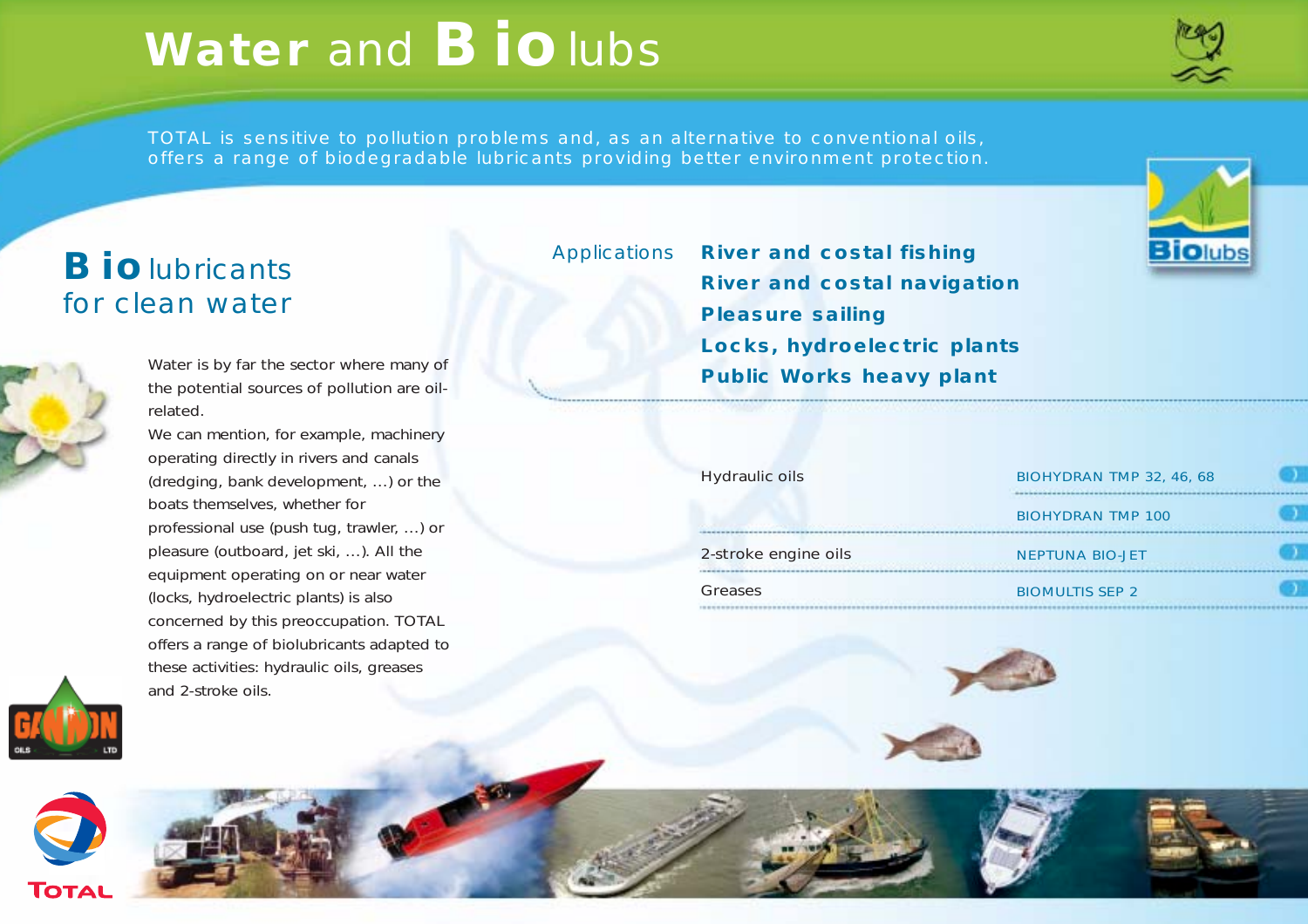# Water and Bio lubs

TOTAL is sensitive to pollution problems and, as an alternative to conventional oils, offers a range of biodegradable lubricants providing better environment protection.

## Bio lubricants for clean water

Water is by far the sector where many of the potential sources of pollution are oil-related.

We can mention, for example, machinery operating directly in rivers and canals (dredging, bank development, ...) or the boats themselves, whether for professional use (push tug, trawler, ...) or pleasure (outboard, jet ski, ...). All the equipment operating on or near water (locks, hydroelectric plants) is also concerned by this preoccupation. TOTAL offers a range of biolubricants adapted to these activities: hydraulic oils, greases and 2-stroke oils.

Applications

- **River and costal fishing**
- **River and costal navigation**
- **Pleasure sailing**
- **Locks, hydroelectric plants**
- **Public Works heavy plant**

| | |
|---|---|
| Hydraulic oils | BIOHYDRAN TMP 32, 46, 68 |
| | BIOHYDRAN TMP 100 |
| 2-stroke engine oils | NEPTUNA BIO-JET |
| Greases | BIOMULTIS SEP 2 |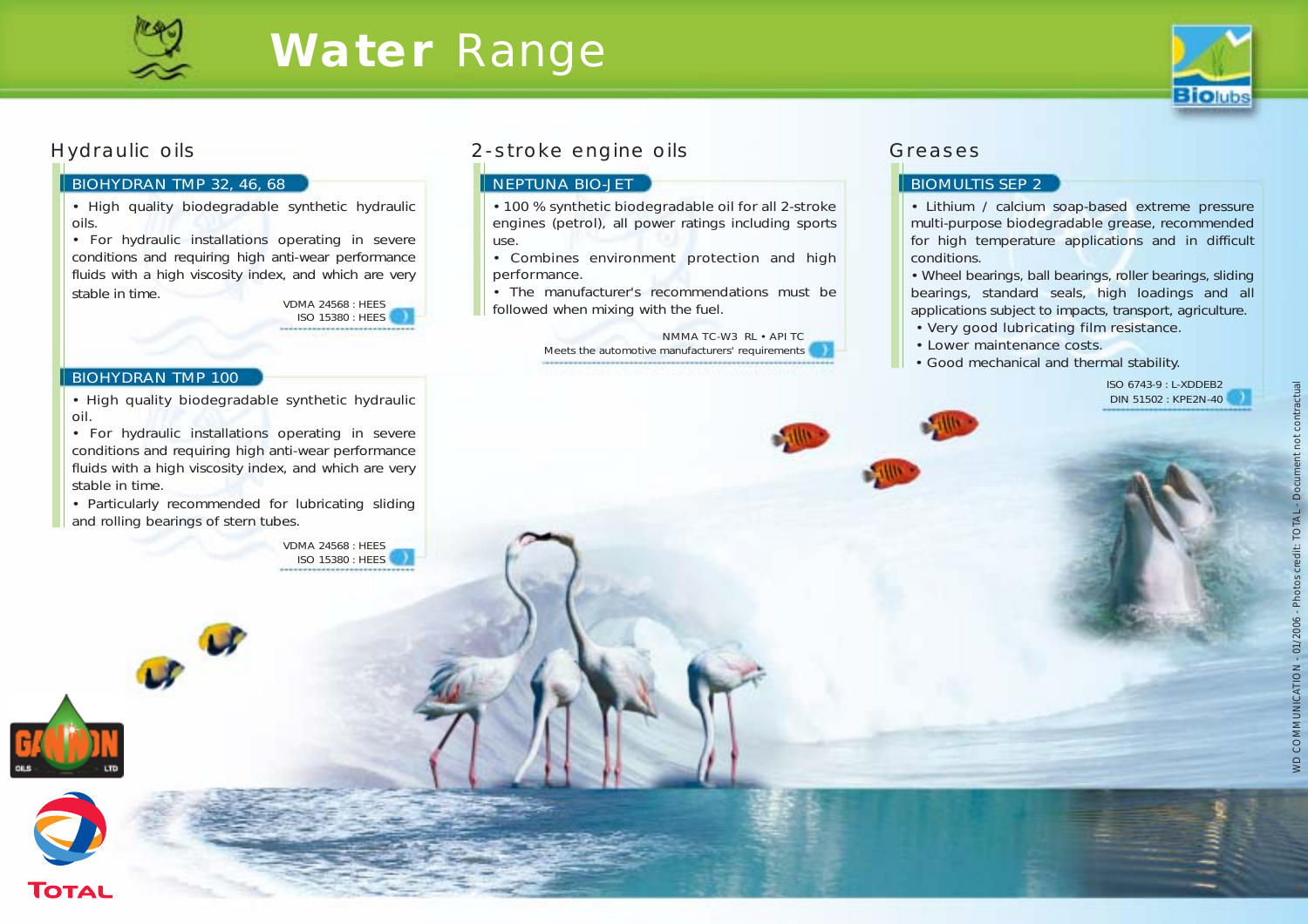# Water Range

## Hydraulic oils

### BIOHYDRAN TMP 32, 46, 68

- High quality biodegradable synthetic hydraulic oils.
- For hydraulic installations operating in severe conditions and requiring high anti-wear performance fluids with a high viscosity index, and which are very stable in time.

VDMA 24568 : HEES
ISO 15380 : HEES

### BIOHYDRAN TMP 100

- High quality biodegradable synthetic hydraulic oil.
- For hydraulic installations operating in severe conditions and requiring high anti-wear performance fluids with a high viscosity index, and which are very stable in time.
- Particularly recommended for lubricating sliding and rolling bearings of stern tubes.

VDMA 24568 : HEES
ISO 15380 : HEES

## 2-stroke engine oils

### NEPTUNA BIO-JET

- 100 % synthetic biodegradable oil for all 2-stroke engines (petrol), all power ratings including sports use.
- Combines environment protection and high performance.
- The manufacturer's recommendations must be followed when mixing with the fuel.

NMMA TC-W3 RL • API TC
Meets the automotive manufacturers' requirements

## Greases

### BIOMULTIS SEP 2

- Lithium / calcium soap-based extreme pressure multi-purpose biodegradable grease, recommended for high temperature applications and in difficult conditions.
- Wheel bearings, ball bearings, roller bearings, sliding bearings, standard seals, high loadings and all applications subject to impacts, transport, agriculture.
- Very good lubricating film resistance.
- Lower maintenance costs.
- Good mechanical and thermal stability.

ISO 6743-9 : L-XDDEB2
DIN 51502 : KPE2N-40

WD COMMUNICATION - 01/2006 - Photos credit: TOTAL - Document not contractual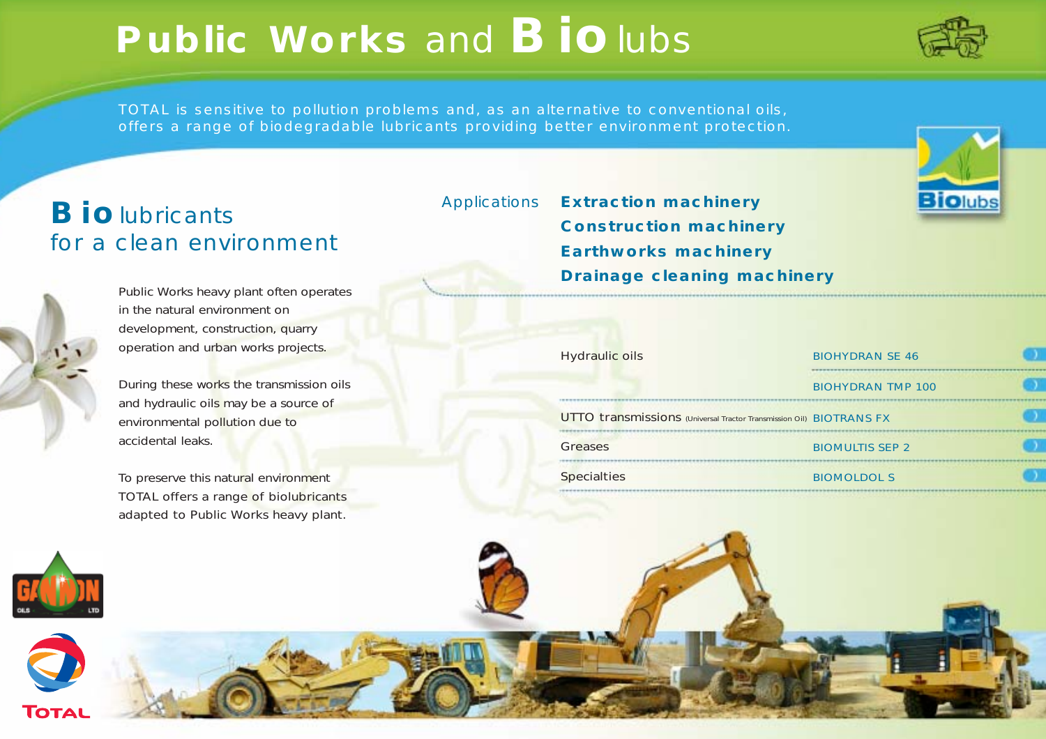# Public Works and Biolubs

TOTAL is sensitive to pollution problems and, as an alternative to conventional oils, offers a range of biodegradable lubricants providing better environment protection.

## Biolubricants for a clean environment

Public Works heavy plant often operates in the natural environment on development, construction, quarry operation and urban works projects.

During these works the transmission oils and hydraulic oils may be a source of environmental pollution due to accidental leaks.

To preserve this natural environment TOTAL offers a range of biolubricants adapted to Public Works heavy plant.

Applications

- **Extraction machinery**
- **Construction machinery**
- **Earthworks machinery**
- **Drainage cleaning machinery**

| | |
|---|---|
| Hydraulic oils | BIOHYDRAN SE 46 |
| | BIOHYDRAN TMP 100 |
| UTTO transmissions (Universal Tractor Transmission Oil) | BIOTRANS FX |
| Greases | BIOMULTIS SEP 2 |
| Specialties | BIOMOLDOL S |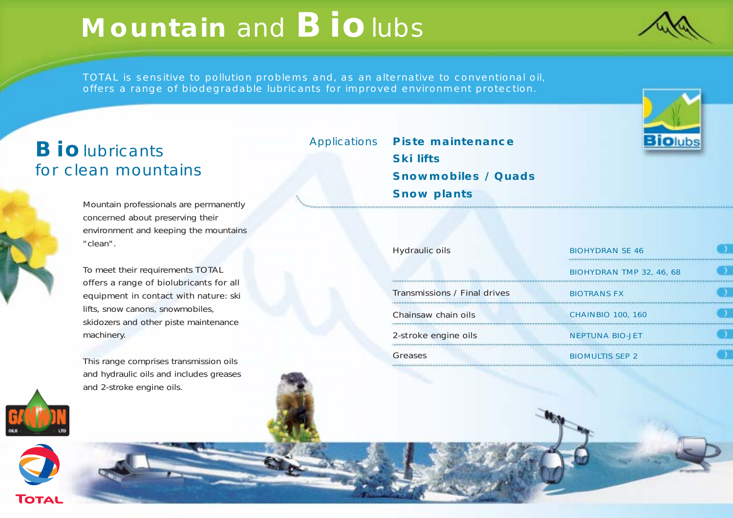# Mountain and Bio lubs

TOTAL is sensitive to pollution problems and, as an alternative to conventional oil, offers a range of biodegradable lubricants for improved environment protection.

## Bio lubricants for clean mountains

Mountain professionals are permanently concerned about preserving their environment and keeping the mountains "clean".

To meet their requirements TOTAL offers a range of biolubricants for all equipment in contact with nature: ski lifts, snow canons, snowmobiles, skidozers and other piste maintenance machinery.

This range comprises transmission oils and hydraulic oils and includes greases and 2-stroke engine oils.

Applications

**Piste maintenance**
**Ski lifts**
**Snowmobiles / Quads**
**Snow plants**

| | |
|---|---|
| Hydraulic oils | BIOHYDRAN SE 46 |
| | BIOHYDRAN TMP 32, 46, 68 |
| Transmissions / Final drives | BIOTRANS FX |
| Chainsaw chain oils | CHAINBIO 100, 160 |
| 2-stroke engine oils | NEPTUNA BIO-JET |
| Greases | BIOMULTIS SEP 2 |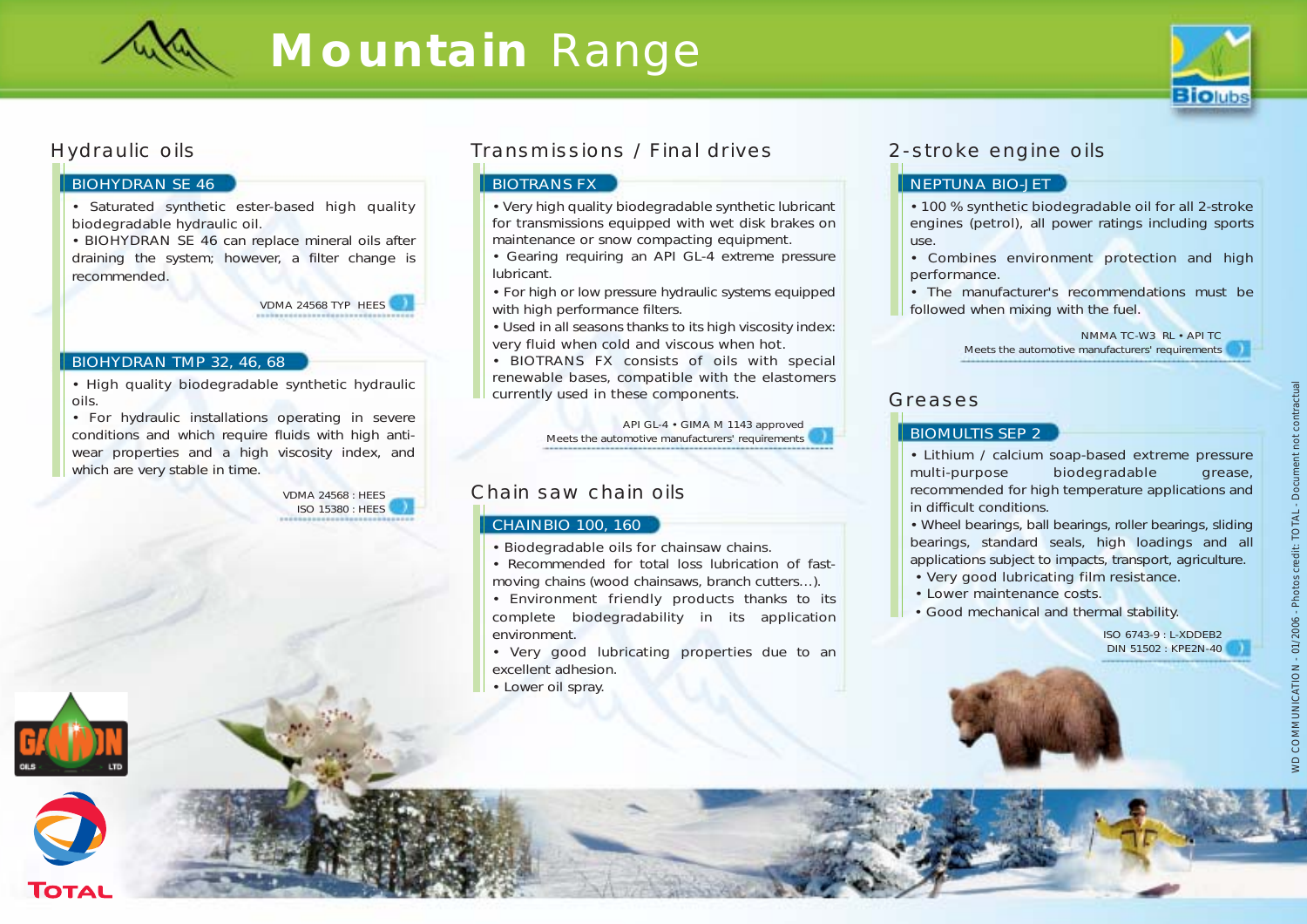# Mountain Range

## Hydraulic oils

### BIOHYDRAN SE 46

- Saturated synthetic ester-based high quality biodegradable hydraulic oil.
- BIOHYDRAN SE 46 can replace mineral oils after draining the system; however, a filter change is recommended.

VDMA 24568 TYP HEES

### BIOHYDRAN TMP 32, 46, 68

- High quality biodegradable synthetic hydraulic oils.
- For hydraulic installations operating in severe conditions and which require fluids with high anti-wear properties and a high viscosity index, and which are very stable in time.

VDMA 24568 : HEES
ISO 15380 : HEES

## Transmissions / Final drives

### BIOTRANS FX

- Very high quality biodegradable synthetic lubricant for transmissions equipped with wet disk brakes on maintenance or snow compacting equipment.
- Gearing requiring an API GL-4 extreme pressure lubricant.
- For high or low pressure hydraulic systems equipped with high performance filters.
- Used in all seasons thanks to its high viscosity index: very fluid when cold and viscous when hot.
- BIOTRANS FX consists of oils with special renewable bases, compatible with the elastomers currently used in these components.

API GL-4 • GIMA M 1143 approved
Meets the automotive manufacturers' requirements

## Chain saw chain oils

### CHAINBIO 100, 160

- Biodegradable oils for chainsaw chains.
- Recommended for total loss lubrication of fast-moving chains (wood chainsaws, branch cutters…).
- Environment friendly products thanks to its complete biodegradability in its application environment.
- Very good lubricating properties due to an excellent adhesion.
- Lower oil spray.

## 2-stroke engine oils

### NEPTUNA BIO-JET

- 100 % synthetic biodegradable oil for all 2-stroke engines (petrol), all power ratings including sports use.
- Combines environment protection and high performance.
- The manufacturer's recommendations must be followed when mixing with the fuel.

NMMA TC-W3 RL • API TC
Meets the automotive manufacturers' requirements

## Greases

### BIOMULTIS SEP 2

- Lithium / calcium soap-based extreme pressure multi-purpose biodegradable grease, recommended for high temperature applications and in difficult conditions.
- Wheel bearings, ball bearings, roller bearings, sliding bearings, standard seals, high loadings and all applications subject to impacts, transport, agriculture.
- Very good lubricating film resistance.
- Lower maintenance costs.
- Good mechanical and thermal stability.

ISO 6743-9 : L-XDDEB2
DIN 51502 : KPE2N-40

WD COMMUNICATION - 01/2006 - Photos credit: TOTAL - Document not contractual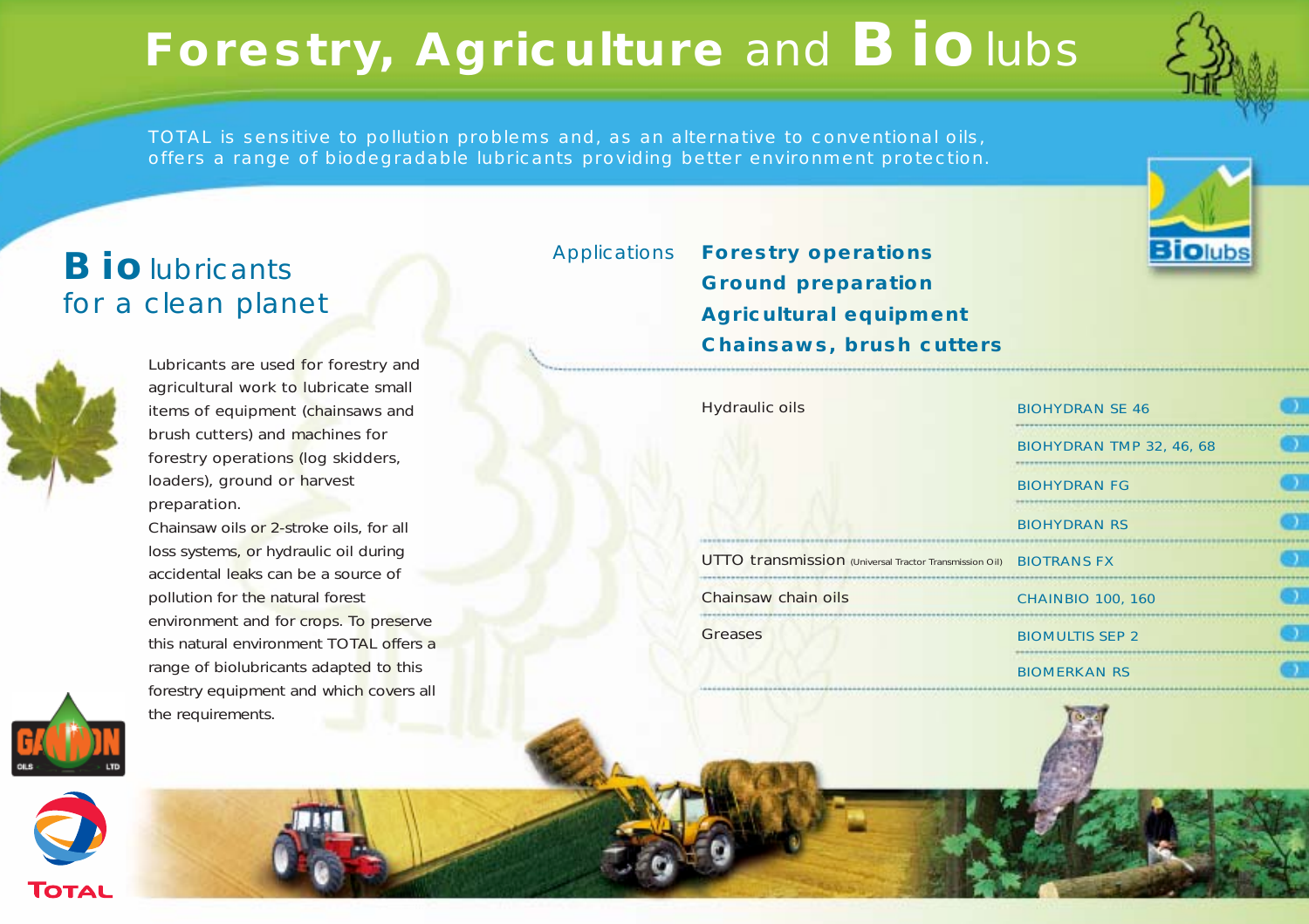# Forestry, Agriculture and Bio lubs

TOTAL is sensitive to pollution problems and, as an alternative to conventional oils, offers a range of biodegradable lubricants providing better environment protection.

## Bio lubricants for a clean planet

Lubricants are used for forestry and agricultural work to lubricate small items of equipment (chainsaws and brush cutters) and machines for forestry operations (log skidders, loaders), ground or harvest preparation.
Chainsaw oils or 2-stroke oils, for all loss systems, or hydraulic oil during accidental leaks can be a source of pollution for the natural forest environment and for crops. To preserve this natural environment TOTAL offers a range of biolubricants adapted to this forestry equipment and which covers all the requirements.

Applications

**Forestry operations**
**Ground preparation**
**Agricultural equipment**
**Chainsaws, brush cutters**

| Application | Product |
|---|---|
| Hydraulic oils | BIOHYDRAN SE 46 |
| | BIOHYDRAN TMP 32, 46, 68 |
| | BIOHYDRAN FG |
| | BIOHYDRAN RS |
| UTTO transmission (Universal Tractor Transmission Oil) | BIOTRANS FX |
| Chainsaw chain oils | CHAINBIO 100, 160 |
| Greases | BIOMULTIS SEP 2 |
| | BIOMERKAN RS |

Biolubs

GANNON OILS LTD

TOTAL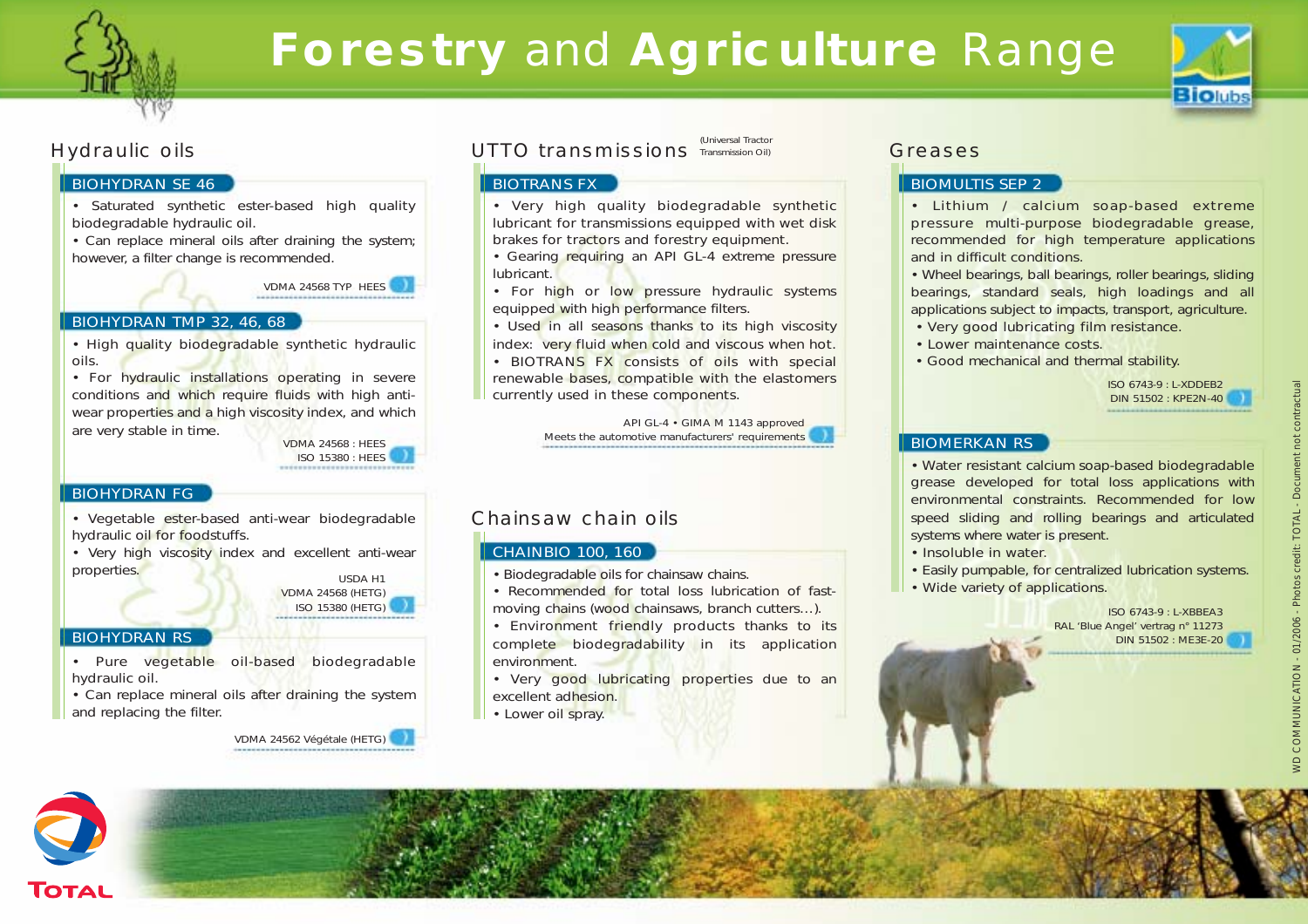# **Forestry** and **Agriculture** Range

## Hydraulic oils

### BIOHYDRAN SE 46

• Saturated synthetic ester-based high quality biodegradable hydraulic oil.
• Can replace mineral oils after draining the system; however, a filter change is recommended.

VDMA 24568 TYP HEES

### BIOHYDRAN TMP 32, 46, 68

• High quality biodegradable synthetic hydraulic oils.
• For hydraulic installations operating in severe conditions and which require fluids with high anti-wear properties and a high viscosity index, and which are very stable in time.

VDMA 24568 : HEES
ISO 15380 : HEES

### BIOHYDRAN FG

• Vegetable ester-based anti-wear biodegradable hydraulic oil for foodstuffs.
• Very high viscosity index and excellent anti-wear properties.

USDA H1
VDMA 24568 (HETG)
ISO 15380 (HETG)

### BIOHYDRAN RS

• Pure vegetable oil-based biodegradable hydraulic oil.
• Can replace mineral oils after draining the system and replacing the filter.

VDMA 24562 Végétale (HETG)

## UTTO transmissions (Universal Tractor Transmission Oil)

### BIOTRANS FX

• Very high quality biodegradable synthetic lubricant for transmissions equipped with wet disk brakes for tractors and forestry equipment.
• Gearing requiring an API GL-4 extreme pressure lubricant.
• For high or low pressure hydraulic systems equipped with high performance filters.
• Used in all seasons thanks to its high viscosity index: very fluid when cold and viscous when hot.
• BIOTRANS FX consists of oils with special renewable bases, compatible with the elastomers currently used in these components.

API GL-4 • GIMA M 1143 approved
Meets the automotive manufacturers' requirements

## Chainsaw chain oils

### CHAINBIO 100, 160

• Biodegradable oils for chainsaw chains.
• Recommended for total loss lubrication of fast-moving chains (wood chainsaws, branch cutters...).
• Environment friendly products thanks to its complete biodegradability in its application environment.
• Very good lubricating properties due to an excellent adhesion.
• Lower oil spray.

## Greases

### BIOMULTIS SEP 2

• Lithium / calcium soap-based extreme pressure multi-purpose biodegradable grease, recommended for high temperature applications and in difficult conditions.
• Wheel bearings, ball bearings, roller bearings, sliding bearings, standard seals, high loadings and all applications subject to impacts, transport, agriculture.
• Very good lubricating film resistance.
• Lower maintenance costs.
• Good mechanical and thermal stability.

ISO 6743-9 : L-XDDEB2
DIN 51502 : KPE2N-40

### BIOMERKAN RS

• Water resistant calcium soap-based biodegradable grease developed for total loss applications with environmental constraints. Recommended for low speed sliding and rolling bearings and articulated systems where water is present.
• Insoluble in water.
• Easily pumpable, for centralized lubrication systems.
• Wide variety of applications.

ISO 6743-9 : L-XBBEA3
RAL 'Blue Angel' vertrag n° 11273
DIN 51502 : ME3E-20

WD COMMUNICATION - 01/2006 - Photos credit: TOTAL - Document not contractual